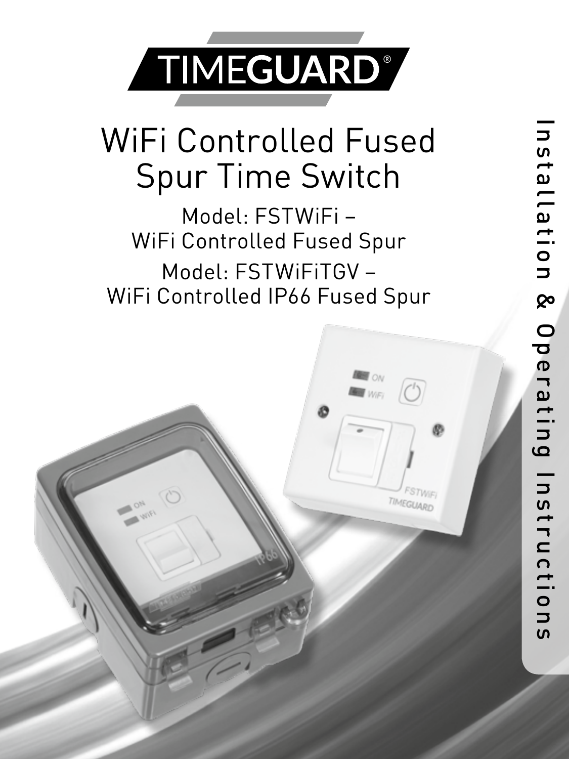# TIMEGUARD®

# WiFi Controlled Fused Spur Time Switch

Model: FSTWiFi –
WiFi Controlled Fused Spur

Model: FSTWiFiTGV –
WiFi Controlled IP66 Fused Spur

Installation & Operating Instructions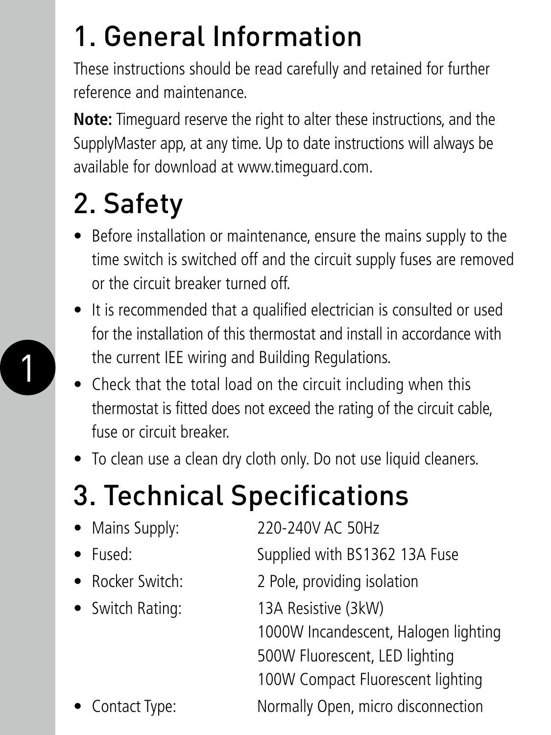# 1. General Information

These instructions should be read carefully and retained for further reference and maintenance.

**Note:** Timeguard reserve the right to alter these instructions, and the SupplyMaster app, at any time. Up to date instructions will always be available for download at www.timeguard.com.

# 2. Safety

- Before installation or maintenance, ensure the mains supply to the time switch is switched off and the circuit supply fuses are removed or the circuit breaker turned off.
- It is recommended that a qualified electrician is consulted or used for the installation of this thermostat and install in accordance with the current IEE wiring and Building Regulations.
- Check that the total load on the circuit including when this thermostat is fitted does not exceed the rating of the circuit cable, fuse or circuit breaker.
- To clean use a clean dry cloth only. Do not use liquid cleaners.

# 3. Technical Specifications

- Mains Supply: 220-240V AC 50Hz
- Fused: Supplied with BS1362 13A Fuse
- Rocker Switch: 2 Pole, providing isolation
- Switch Rating: 13A Resistive (3kW)
  1000W Incandescent, Halogen lighting
  500W Fluorescent, LED lighting
  100W Compact Fluorescent lighting
- Contact Type: Normally Open, micro disconnection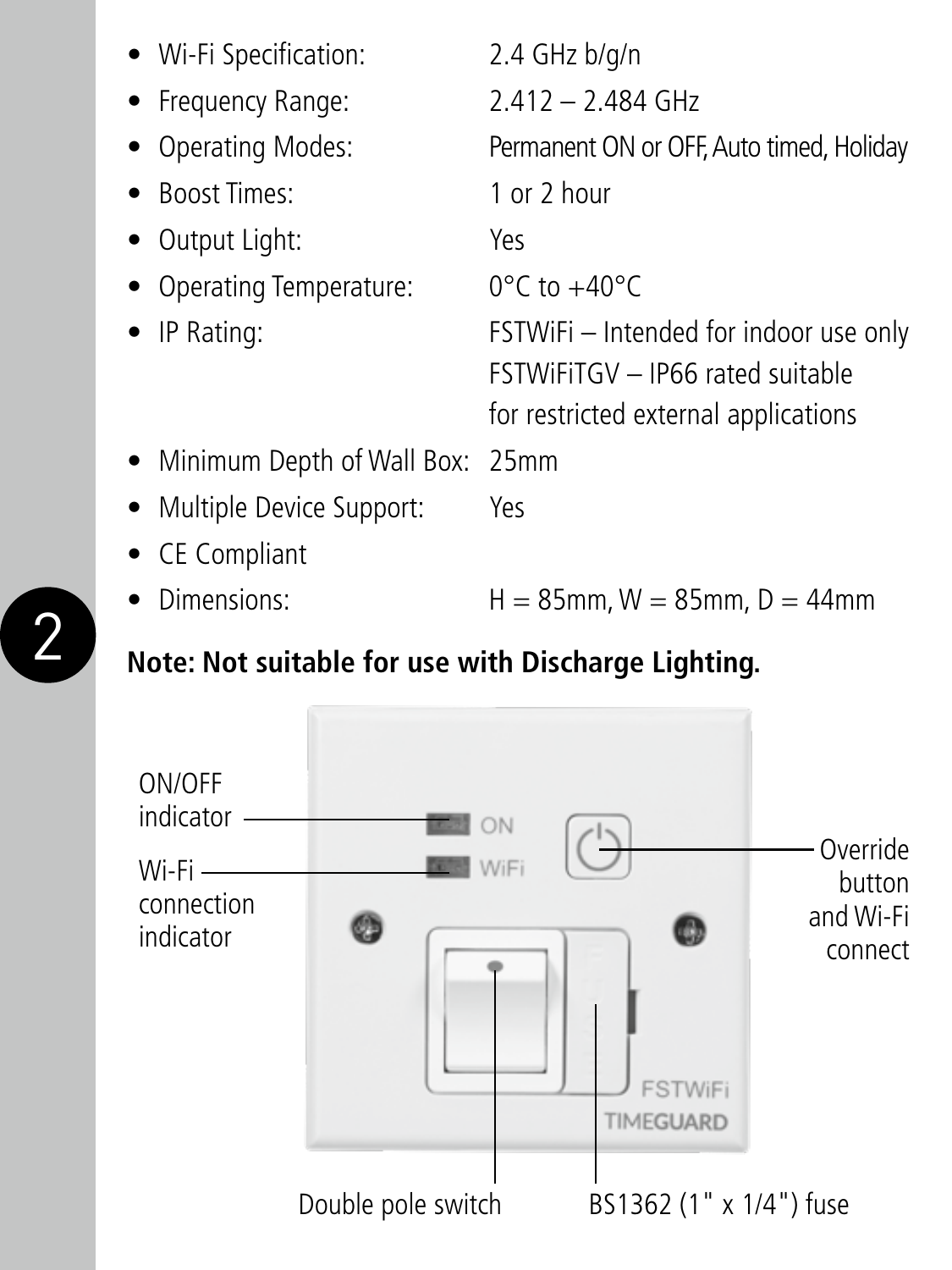- Wi-Fi Specification: 2.4 GHz b/g/n
- Frequency Range: 2.412 – 2.484 GHz
- Operating Modes: Permanent ON or OFF, Auto timed, Holiday
- Boost Times: 1 or 2 hour
- Output Light: Yes
- Operating Temperature: 0°C to +40°C
- IP Rating: FSTWiFi – Intended for indoor use only
  FSTWiFiTGV – IP66 rated suitable for restricted external applications
- Minimum Depth of Wall Box: 25mm
- Multiple Device Support: Yes
- CE Compliant
- Dimensions: H = 85mm, W = 85mm, D = 44mm

**Note: Not suitable for use with Discharge Lighting.**

ON/OFF indicator

Wi-Fi connection indicator

Override button and Wi-Fi connect

Double pole switch

BS1362 (1" x 1/4") fuse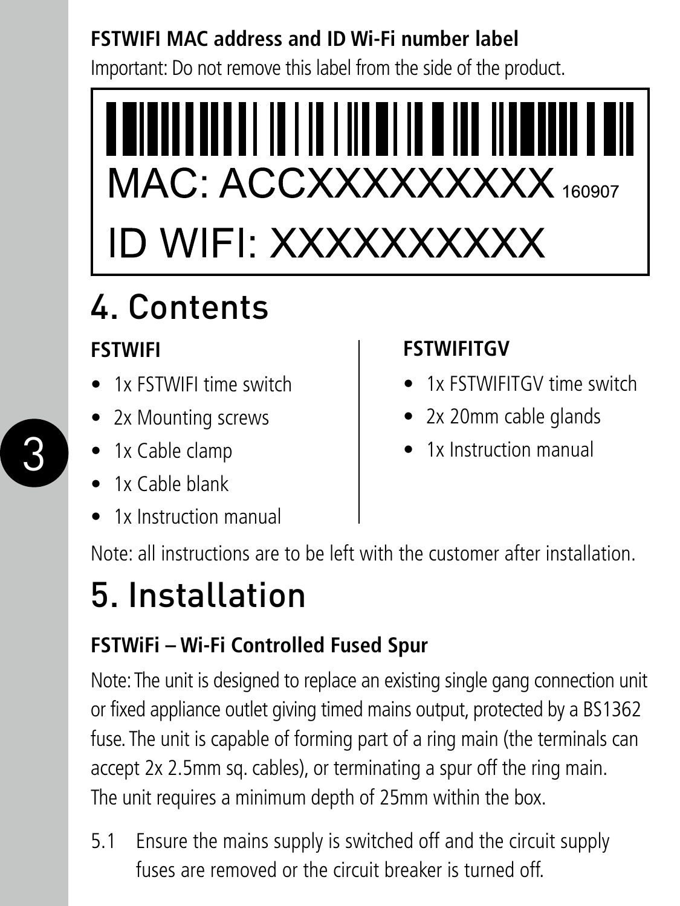**FSTWIFI MAC address and ID Wi-Fi number label**

Important: Do not remove this label from the side of the product.

MAC: ACCXXXXXXXXX 160907

ID WIFI: XXXXXXXXXX

# 4. Contents

**FSTWIFI**

- 1x FSTWIFI time switch
- 2x Mounting screws
- 1x Cable clamp
- 1x Cable blank
- 1x Instruction manual

**FSTWIFITGV**

- 1x FSTWIFITGV time switch
- 2x 20mm cable glands
- 1x Instruction manual

Note: all instructions are to be left with the customer after installation.

# 5. Installation

**FSTWiFi – Wi-Fi Controlled Fused Spur**

Note: The unit is designed to replace an existing single gang connection unit or fixed appliance outlet giving timed mains output, protected by a BS1362 fuse. The unit is capable of forming part of a ring main (the terminals can accept 2x 2.5mm sq. cables), or terminating a spur off the ring main. The unit requires a minimum depth of 25mm within the box.

5.1 Ensure the mains supply is switched off and the circuit supply fuses are removed or the circuit breaker is turned off.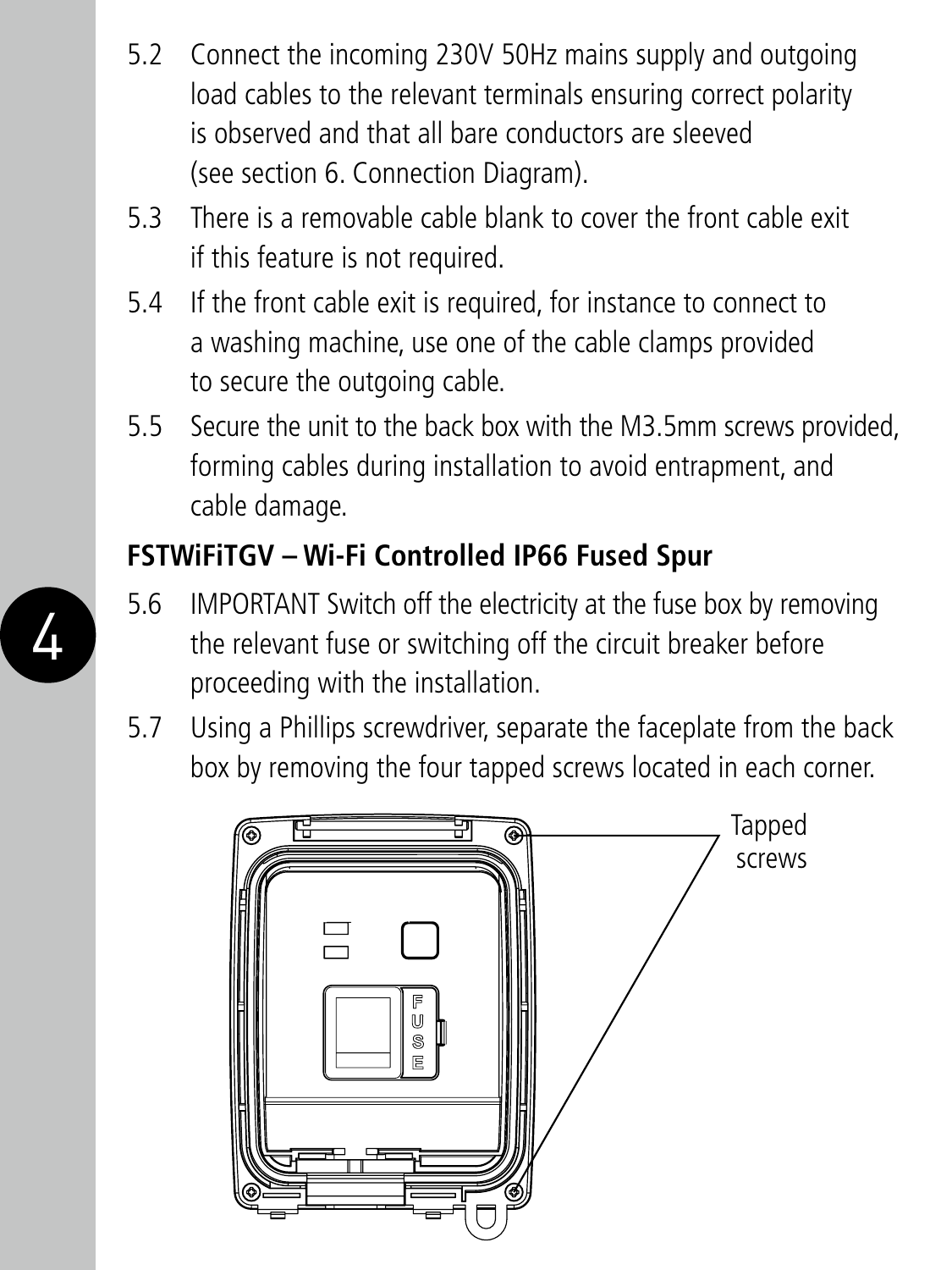5.2 Connect the incoming 230V 50Hz mains supply and outgoing load cables to the relevant terminals ensuring correct polarity is observed and that all bare conductors are sleeved (see section 6. Connection Diagram).

5.3 There is a removable cable blank to cover the front cable exit if this feature is not required.

5.4 If the front cable exit is required, for instance to connect to a washing machine, use one of the cable clamps provided to secure the outgoing cable.

5.5 Secure the unit to the back box with the M3.5mm screws provided, forming cables during installation to avoid entrapment, and cable damage.

**FSTWiFiTGV – Wi-Fi Controlled IP66 Fused Spur**

5.6 IMPORTANT Switch off the electricity at the fuse box by removing the relevant fuse or switching off the circuit breaker before proceeding with the installation.

5.7 Using a Phillips screwdriver, separate the faceplate from the back box by removing the four tapped screws located in each corner.

Tapped screws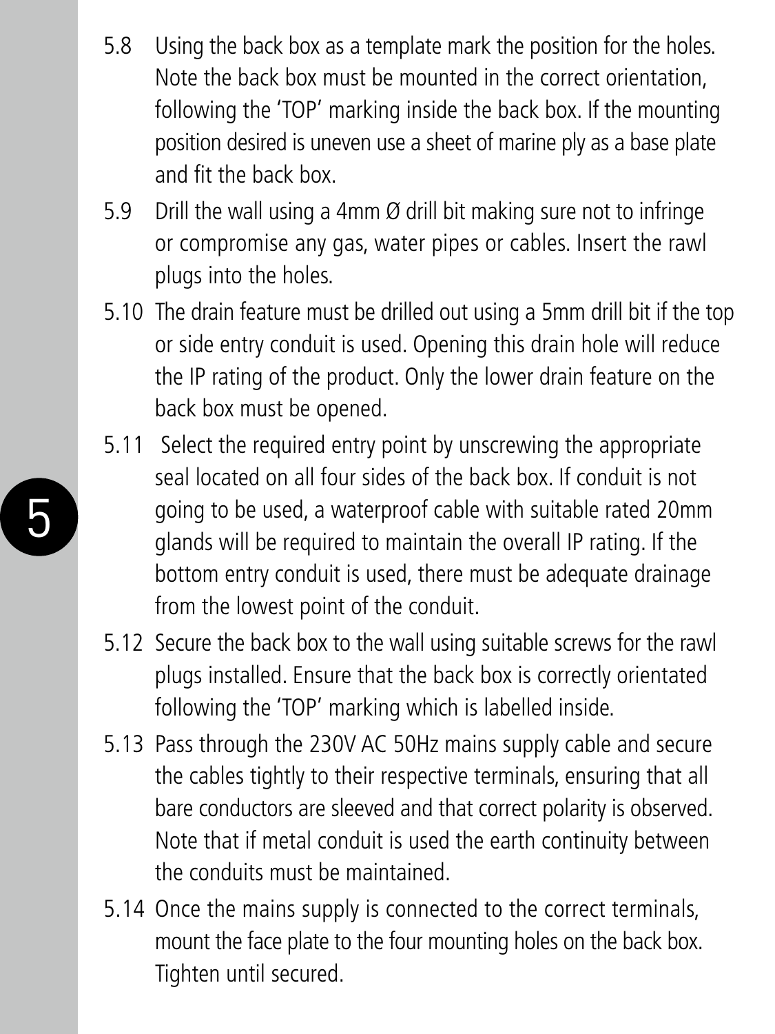5.8 Using the back box as a template mark the position for the holes. Note the back box must be mounted in the correct orientation, following the 'TOP' marking inside the back box. If the mounting position desired is uneven use a sheet of marine ply as a base plate and fit the back box.

5.9 Drill the wall using a 4mm Ø drill bit making sure not to infringe or compromise any gas, water pipes or cables. Insert the rawl plugs into the holes.

5.10 The drain feature must be drilled out using a 5mm drill bit if the top or side entry conduit is used. Opening this drain hole will reduce the IP rating of the product. Only the lower drain feature on the back box must be opened.

5.11 Select the required entry point by unscrewing the appropriate seal located on all four sides of the back box. If conduit is not going to be used, a waterproof cable with suitable rated 20mm glands will be required to maintain the overall IP rating. If the bottom entry conduit is used, there must be adequate drainage from the lowest point of the conduit.

5.12 Secure the back box to the wall using suitable screws for the rawl plugs installed. Ensure that the back box is correctly orientated following the 'TOP' marking which is labelled inside.

5.13 Pass through the 230V AC 50Hz mains supply cable and secure the cables tightly to their respective terminals, ensuring that all bare conductors are sleeved and that correct polarity is observed. Note that if metal conduit is used the earth continuity between the conduits must be maintained.

5.14 Once the mains supply is connected to the correct terminals, mount the face plate to the four mounting holes on the back box. Tighten until secured.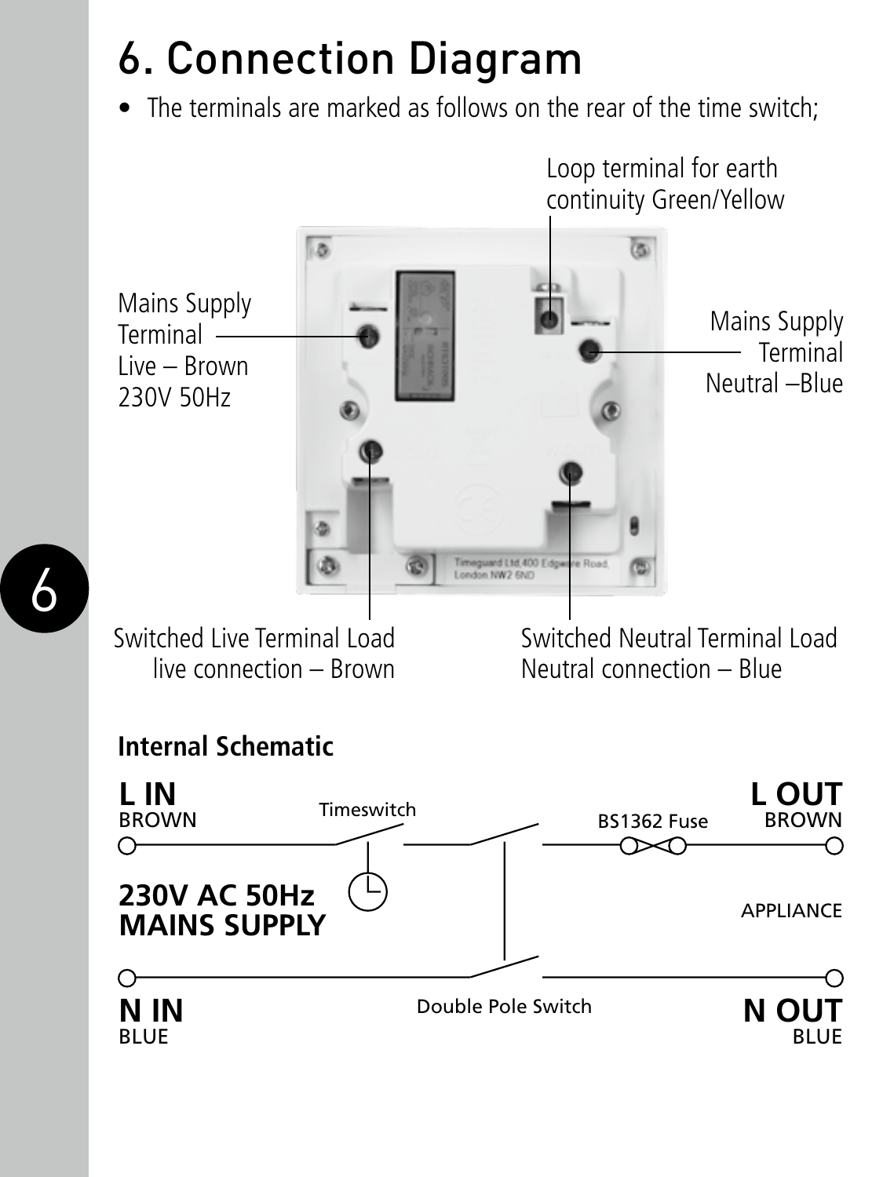# 6. Connection Diagram

- The terminals are marked as follows on the rear of the time switch;

Loop terminal for earth continuity Green/Yellow

Mains Supply Terminal Live – Brown 230V 50Hz

Mains Supply Terminal Neutral –Blue

Switched Live Terminal Load live connection – Brown

Switched Neutral Terminal Load Neutral connection – Blue

**Internal Schematic**

**L IN** BROWN

Timeswitch

BS1362 Fuse

**L OUT** BROWN

**230V AC 50Hz MAINS SUPPLY**

APPLIANCE

**N IN** BLUE

Double Pole Switch

**N OUT** BLUE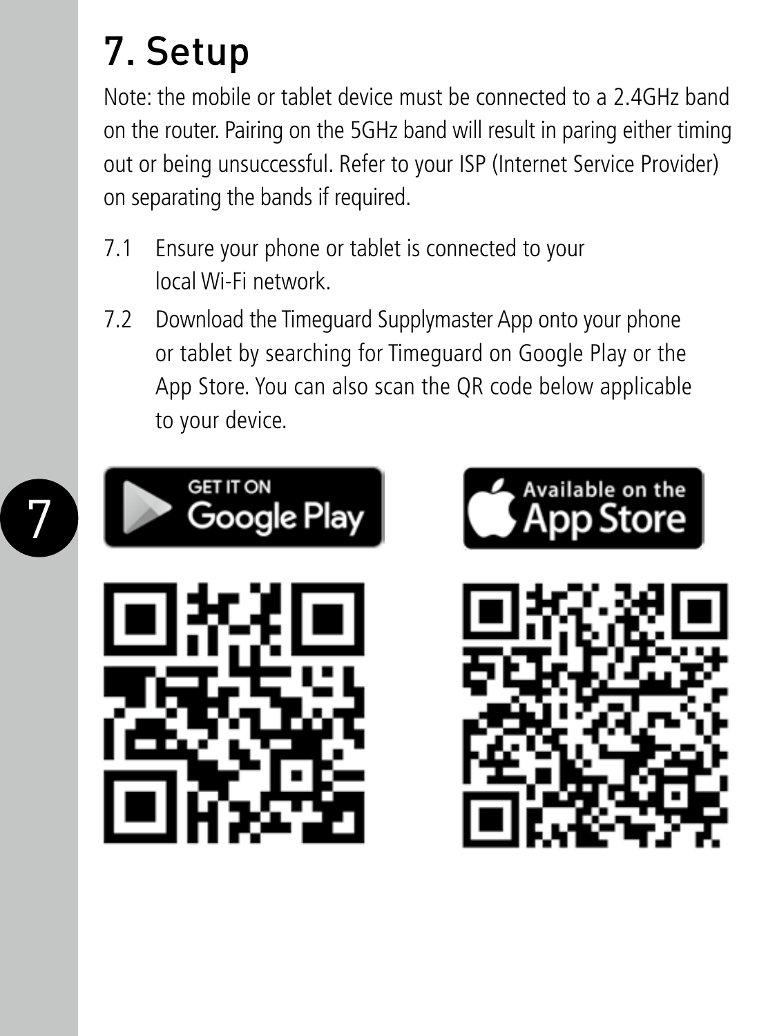# 7. Setup

Note: the mobile or tablet device must be connected to a 2.4GHz band on the router. Pairing on the 5GHz band will result in paring either timing out or being unsuccessful. Refer to your ISP (Internet Service Provider) on separating the bands if required.

7.1 Ensure your phone or tablet is connected to your local Wi-Fi network.

7.2 Download the Timeguard Supplymaster App onto your phone or tablet by searching for Timeguard on Google Play or the App Store. You can also scan the QR code below applicable to your device.

GET IT ON Google Play

Available on the App Store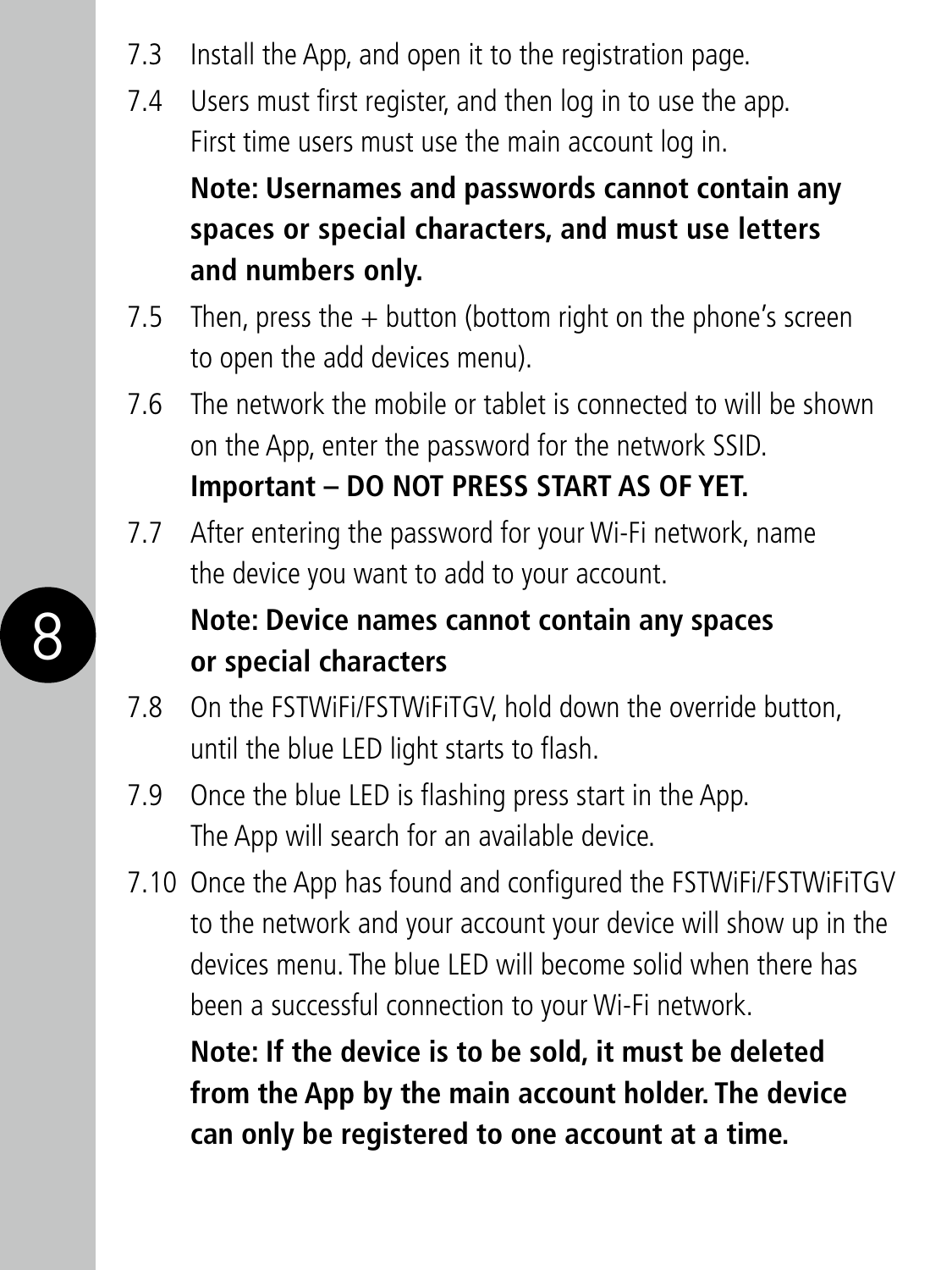7.3 Install the App, and open it to the registration page.

7.4 Users must first register, and then log in to use the app. First time users must use the main account log in.

**Note: Usernames and passwords cannot contain any spaces or special characters, and must use letters and numbers only.**

7.5 Then, press the + button (bottom right on the phone's screen to open the add devices menu).

7.6 The network the mobile or tablet is connected to will be shown on the App, enter the password for the network SSID. **Important – DO NOT PRESS START AS OF YET.**

7.7 After entering the password for your Wi-Fi network, name the device you want to add to your account.

**Note: Device names cannot contain any spaces or special characters**

7.8 On the FSTWiFi/FSTWiFiTGV, hold down the override button, until the blue LED light starts to flash.

7.9 Once the blue LED is flashing press start in the App. The App will search for an available device.

7.10 Once the App has found and configured the FSTWiFi/FSTWiFiTGV to the network and your account your device will show up in the devices menu. The blue LED will become solid when there has been a successful connection to your Wi-Fi network.

**Note: If the device is to be sold, it must be deleted from the App by the main account holder. The device can only be registered to one account at a time.**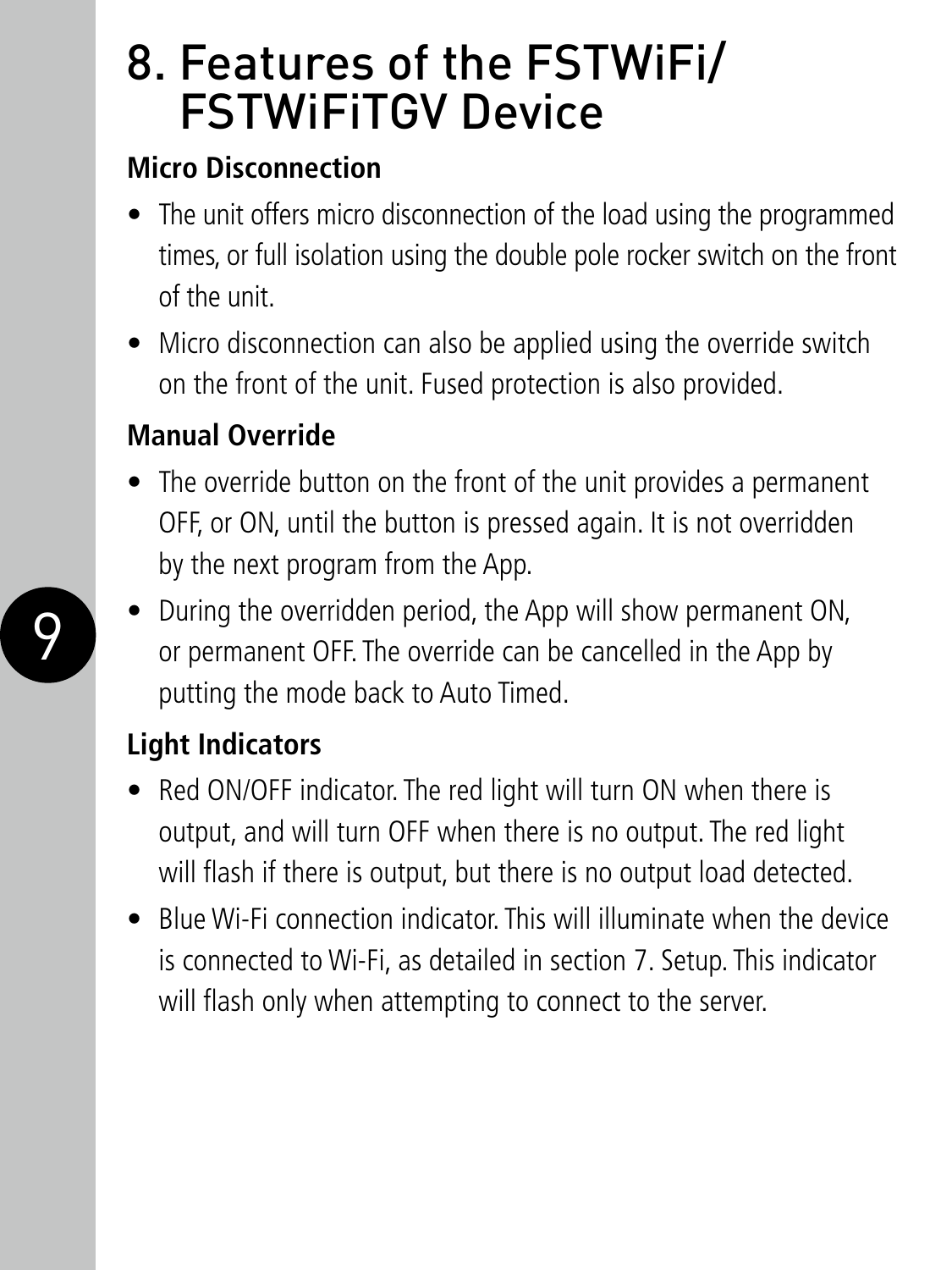# 8. Features of the FSTWiFi/ FSTWiFiTGV Device

**Micro Disconnection**

- The unit offers micro disconnection of the load using the programmed times, or full isolation using the double pole rocker switch on the front of the unit.
- Micro disconnection can also be applied using the override switch on the front of the unit. Fused protection is also provided.

**Manual Override**

- The override button on the front of the unit provides a permanent OFF, or ON, until the button is pressed again. It is not overridden by the next program from the App.
- During the overridden period, the App will show permanent ON, or permanent OFF. The override can be cancelled in the App by putting the mode back to Auto Timed.

**Light Indicators**

- Red ON/OFF indicator. The red light will turn ON when there is output, and will turn OFF when there is no output. The red light will flash if there is output, but there is no output load detected.
- Blue Wi-Fi connection indicator. This will illuminate when the device is connected to Wi-Fi, as detailed in section 7. Setup. This indicator will flash only when attempting to connect to the server.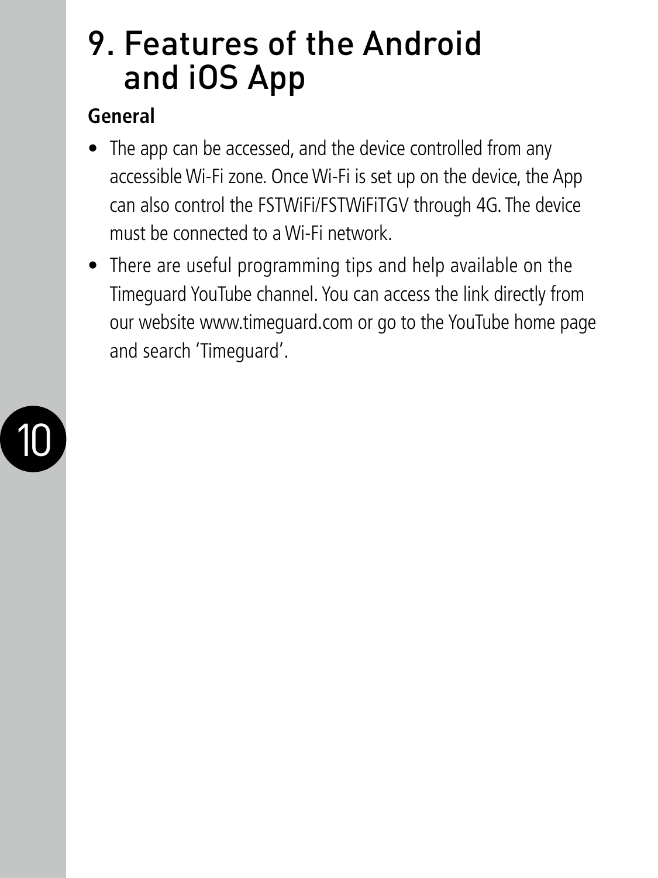# 9. Features of the Android and iOS App

**General**

- The app can be accessed, and the device controlled from any accessible Wi-Fi zone. Once Wi-Fi is set up on the device, the App can also control the FSTWiFi/FSTWiFiTGV through 4G. The device must be connected to a Wi-Fi network.
- There are useful programming tips and help available on the Timeguard YouTube channel. You can access the link directly from our website www.timeguard.com or go to the YouTube home page and search 'Timeguard'.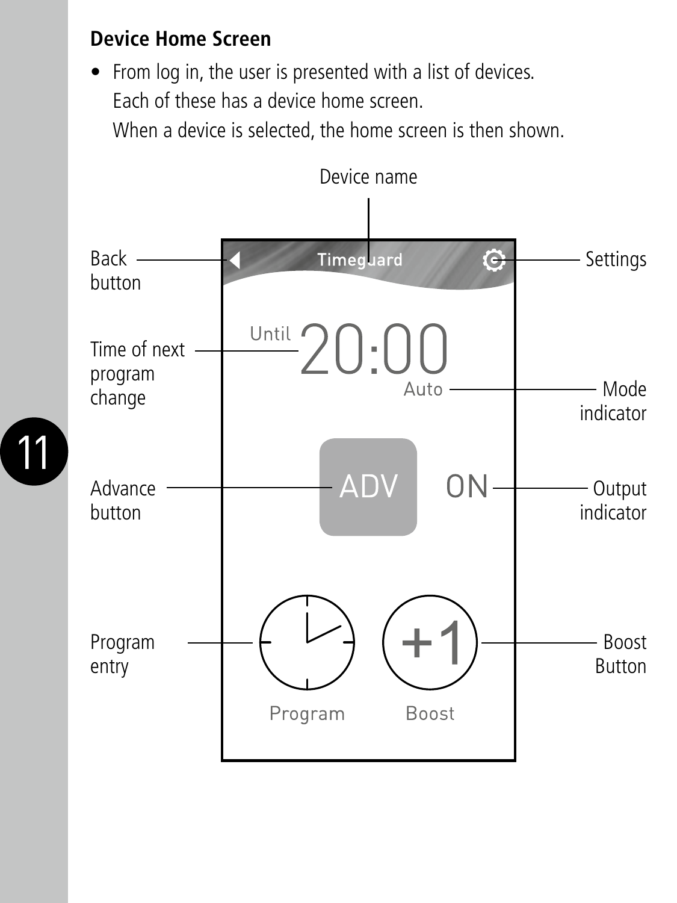**Device Home Screen**

- From log in, the user is presented with a list of devices.
  Each of these has a device home screen.
  When a device is selected, the home screen is then shown.

Device name

Back button

Settings

Timeguard

Time of next program change

Until 20:00

Auto

Mode indicator

Advance button

ADV

ON

Output indicator

Program entry

Boost Button

Program

+1

Boost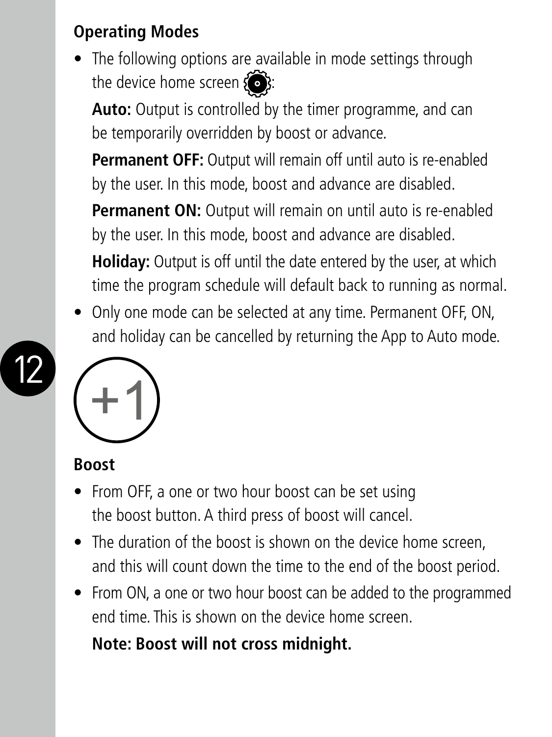## Operating Modes

- The following options are available in mode settings through the device home screen :

  **Auto:** Output is controlled by the timer programme, and can be temporarily overridden by boost or advance.

  **Permanent OFF:** Output will remain off until auto is re-enabled by the user. In this mode, boost and advance are disabled.

  **Permanent ON:** Output will remain on until auto is re-enabled by the user. In this mode, boost and advance are disabled.

  **Holiday:** Output is off until the date entered by the user, at which time the program schedule will default back to running as normal.

- Only one mode can be selected at any time. Permanent OFF, ON, and holiday can be cancelled by returning the App to Auto mode.

+1

## Boost

- From OFF, a one or two hour boost can be set using the boost button. A third press of boost will cancel.
- The duration of the boost is shown on the device home screen, and this will count down the time to the end of the boost period.
- From ON, a one or two hour boost can be added to the programmed end time. This is shown on the device home screen.

  **Note: Boost will not cross midnight.**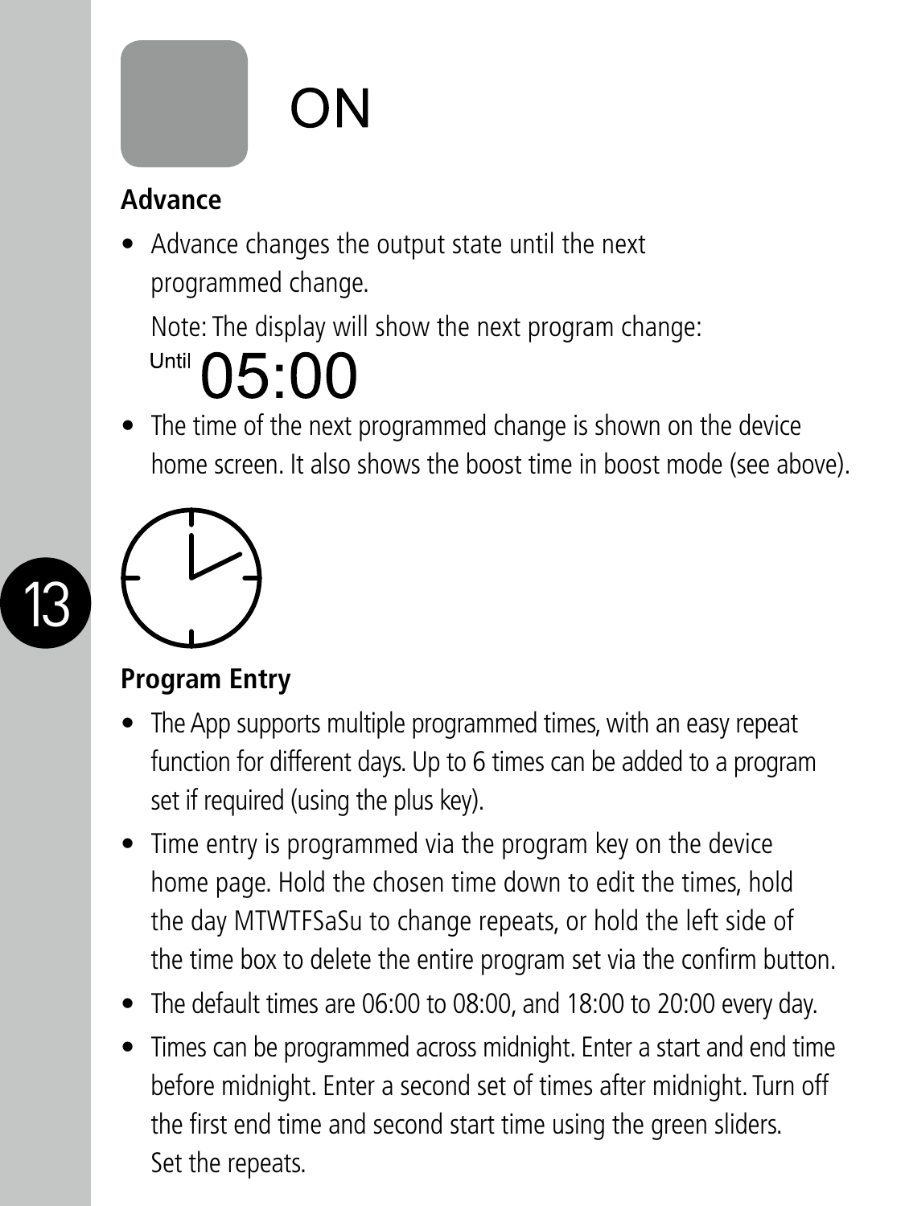ON

## Advance

- Advance changes the output state until the next programmed change.

  Note: The display will show the next program change:

  Until 05:00

- The time of the next programmed change is shown on the device home screen. It also shows the boost time in boost mode (see above).

## Program Entry

- The App supports multiple programmed times, with an easy repeat function for different days. Up to 6 times can be added to a program set if required (using the plus key).
- Time entry is programmed via the program key on the device home page. Hold the chosen time down to edit the times, hold the day MTWTFSaSu to change repeats, or hold the left side of the time box to delete the entire program set via the confirm button.
- The default times are 06:00 to 08:00, and 18:00 to 20:00 every day.
- Times can be programmed across midnight. Enter a start and end time before midnight. Enter a second set of times after midnight. Turn off the first end time and second start time using the green sliders. Set the repeats.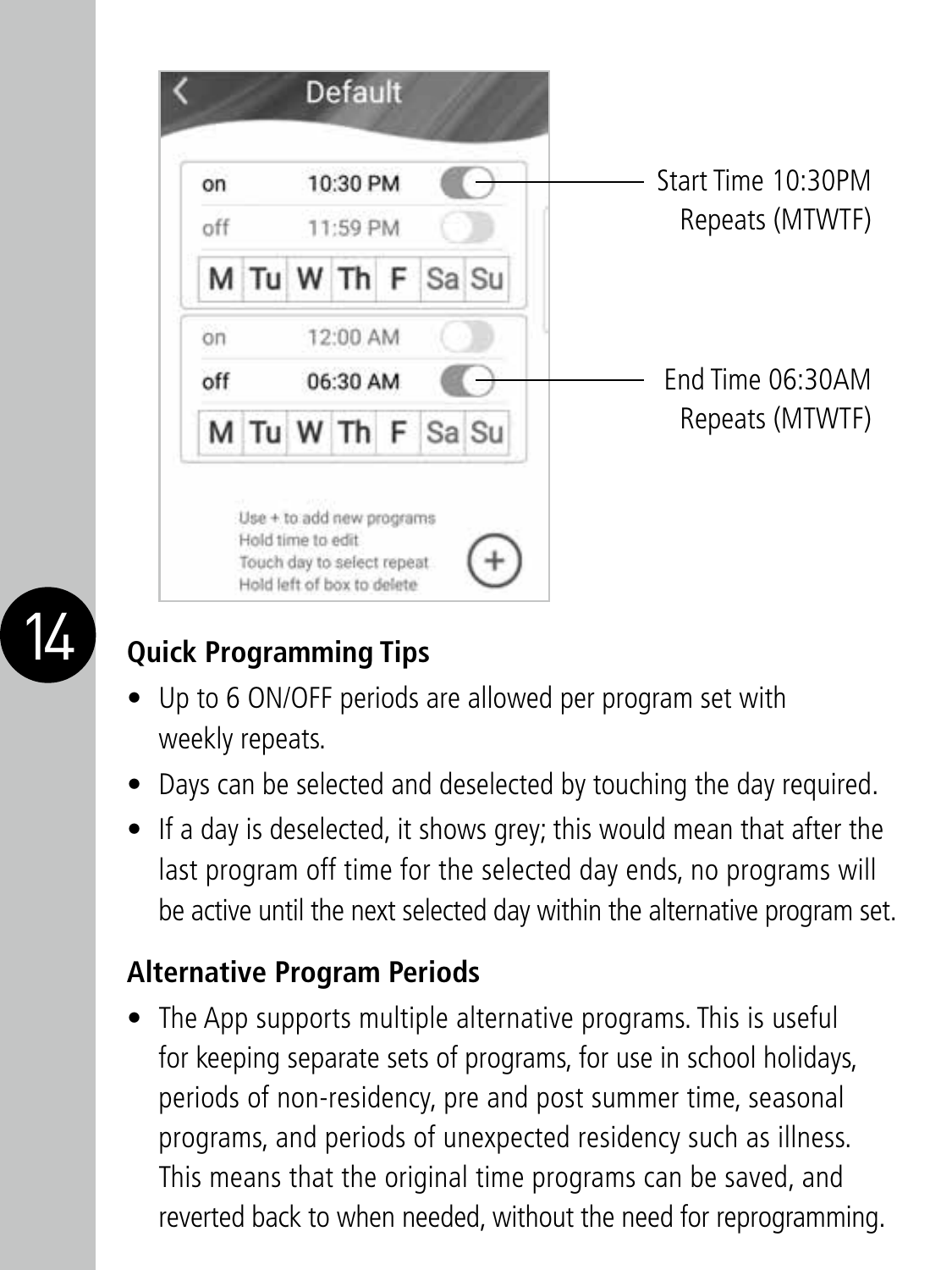## Quick Programming Tips

- Up to 6 ON/OFF periods are allowed per program set with weekly repeats.
- Days can be selected and deselected by touching the day required.
- If a day is deselected, it shows grey; this would mean that after the last program off time for the selected day ends, no programs will be active until the next selected day within the alternative program set.

## Alternative Program Periods

- The App supports multiple alternative programs. This is useful for keeping separate sets of programs, for use in school holidays, periods of non-residency, pre and post summer time, seasonal programs, and periods of unexpected residency such as illness. This means that the original time programs can be saved, and reverted back to when needed, without the need for reprogramming.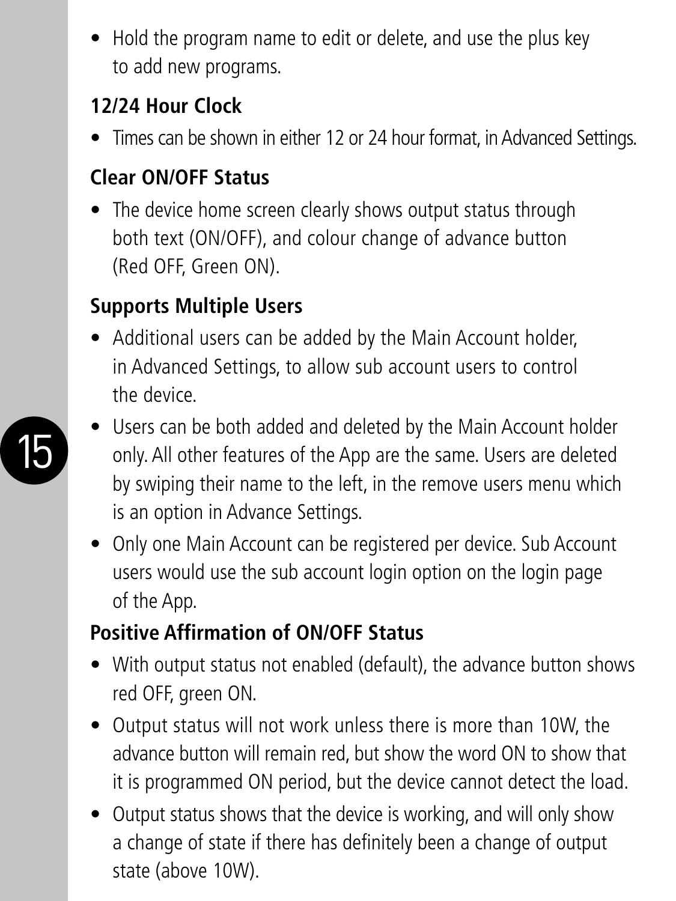- Hold the program name to edit or delete, and use the plus key to add new programs.

### 12/24 Hour Clock

- Times can be shown in either 12 or 24 hour format, in Advanced Settings.

### Clear ON/OFF Status

- The device home screen clearly shows output status through both text (ON/OFF), and colour change of advance button (Red OFF, Green ON).

### Supports Multiple Users

- Additional users can be added by the Main Account holder, in Advanced Settings, to allow sub account users to control the device.
- Users can be both added and deleted by the Main Account holder only. All other features of the App are the same. Users are deleted by swiping their name to the left, in the remove users menu which is an option in Advance Settings.
- Only one Main Account can be registered per device. Sub Account users would use the sub account login option on the login page of the App.

### Positive Affirmation of ON/OFF Status

- With output status not enabled (default), the advance button shows red OFF, green ON.
- Output status will not work unless there is more than 10W, the advance button will remain red, but show the word ON to show that it is programmed ON period, but the device cannot detect the load.
- Output status shows that the device is working, and will only show a change of state if there has definitely been a change of output state (above 10W).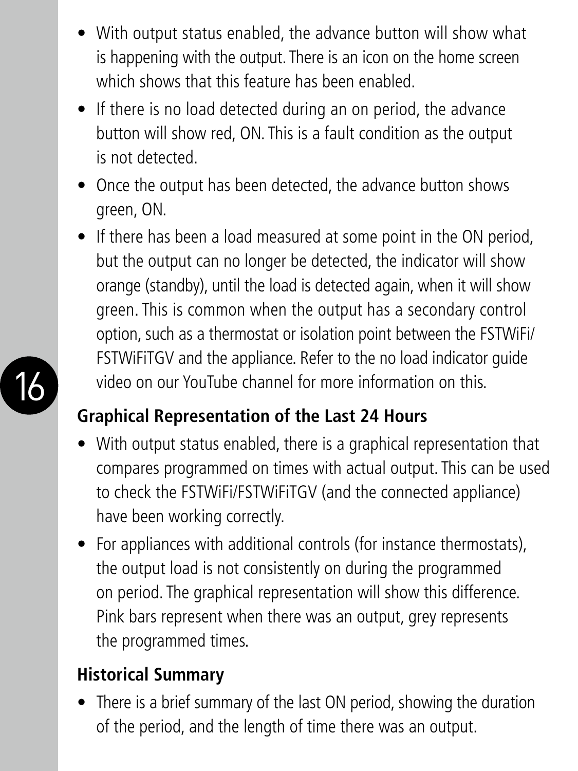- With output status enabled, the advance button will show what is happening with the output. There is an icon on the home screen which shows that this feature has been enabled.
- If there is no load detected during an on period, the advance button will show red, ON. This is a fault condition as the output is not detected.
- Once the output has been detected, the advance button shows green, ON.
- If there has been a load measured at some point in the ON period, but the output can no longer be detected, the indicator will show orange (standby), until the load is detected again, when it will show green. This is common when the output has a secondary control option, such as a thermostat or isolation point between the FSTWiFi/FSTWiFiTGV and the appliance. Refer to the no load indicator guide video on our YouTube channel for more information on this.

## Graphical Representation of the Last 24 Hours

- With output status enabled, there is a graphical representation that compares programmed on times with actual output. This can be used to check the FSTWiFi/FSTWiFiTGV (and the connected appliance) have been working correctly.
- For appliances with additional controls (for instance thermostats), the output load is not consistently on during the programmed on period. The graphical representation will show this difference. Pink bars represent when there was an output, grey represents the programmed times.

## Historical Summary

- There is a brief summary of the last ON period, showing the duration of the period, and the length of time there was an output.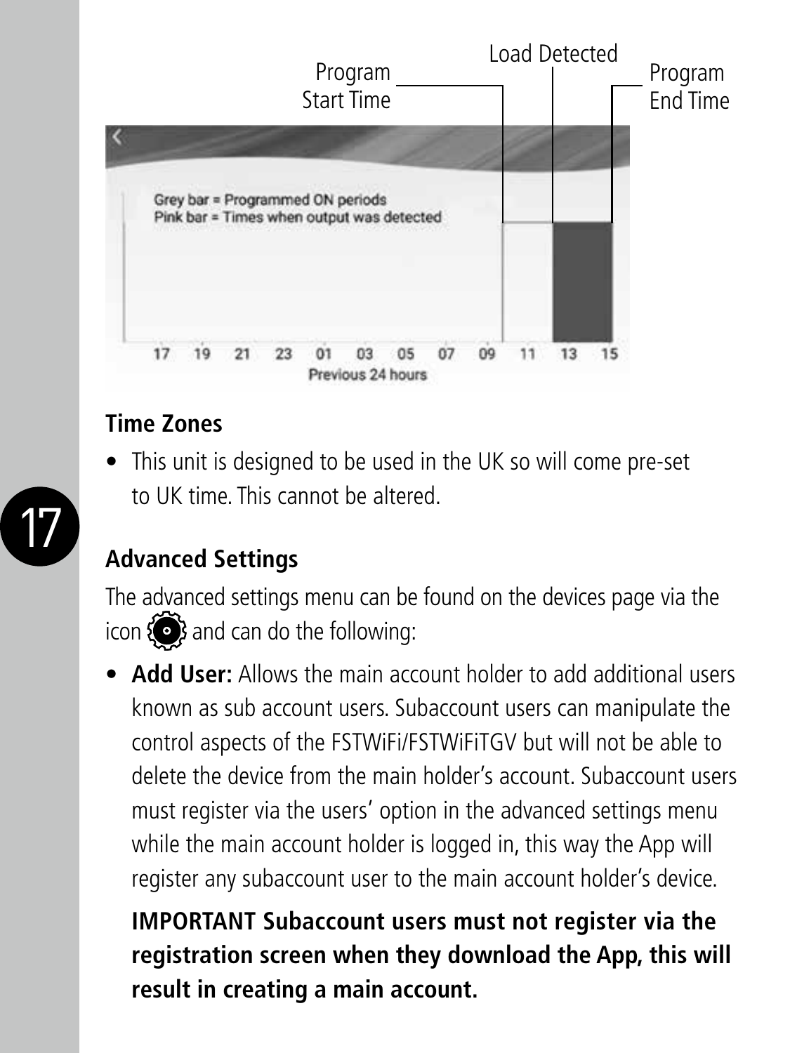Program Start Time

Load Detected

Program End Time

Grey bar = Programmed ON periods
Pink bar = Times when output was detected

17 19 21 23 01 03 05 07 09 11 13 15

Previous 24 hours

## Time Zones

- This unit is designed to be used in the UK so will come pre-set to UK time. This cannot be altered.

## Advanced Settings

The advanced settings menu can be found on the devices page via the icon and can do the following:

- **Add User:** Allows the main account holder to add additional users known as sub account users. Subaccount users can manipulate the control aspects of the FSTWiFi/FSTWiFiTGV but will not be able to delete the device from the main holder's account. Subaccount users must register via the users' option in the advanced settings menu while the main account holder is logged in, this way the App will register any subaccount user to the main account holder's device.

  **IMPORTANT Subaccount users must not register via the registration screen when they download the App, this will result in creating a main account.**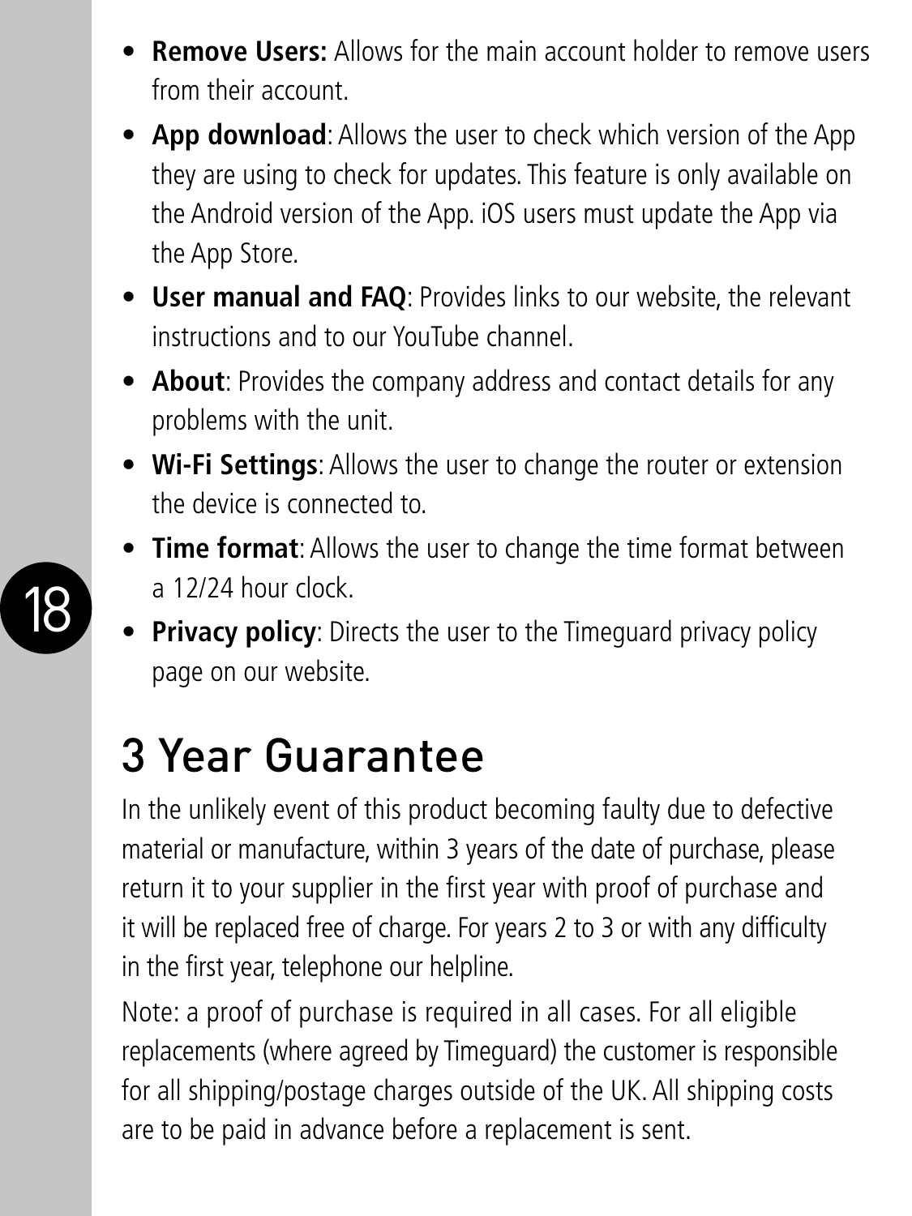- **Remove Users:** Allows for the main account holder to remove users from their account.
- **App download**: Allows the user to check which version of the App they are using to check for updates. This feature is only available on the Android version of the App. iOS users must update the App via the App Store.
- **User manual and FAQ**: Provides links to our website, the relevant instructions and to our YouTube channel.
- **About**: Provides the company address and contact details for any problems with the unit.
- **Wi-Fi Settings**: Allows the user to change the router or extension the device is connected to.
- **Time format**: Allows the user to change the time format between a 12/24 hour clock.
- **Privacy policy**: Directs the user to the Timeguard privacy policy page on our website.

# 3 Year Guarantee

In the unlikely event of this product becoming faulty due to defective material or manufacture, within 3 years of the date of purchase, please return it to your supplier in the first year with proof of purchase and it will be replaced free of charge. For years 2 to 3 or with any difficulty in the first year, telephone our helpline.

Note: a proof of purchase is required in all cases. For all eligible replacements (where agreed by Timeguard) the customer is responsible for all shipping/postage charges outside of the UK. All shipping costs are to be paid in advance before a replacement is sent.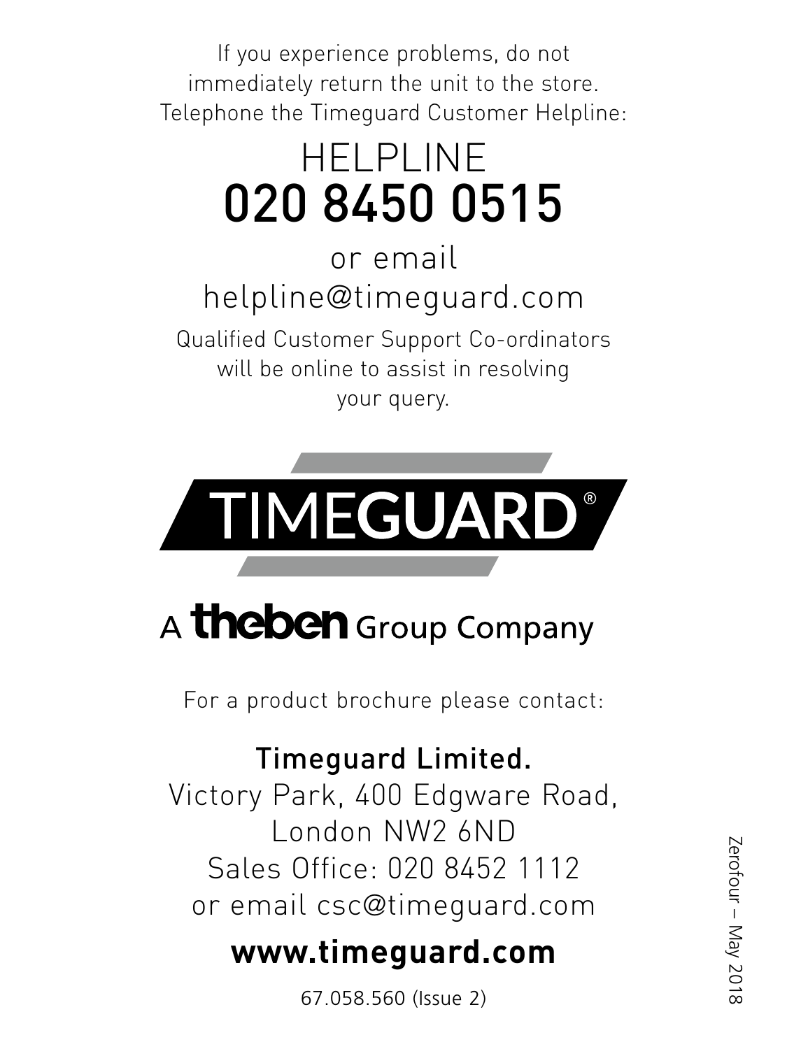If you experience problems, do not immediately return the unit to the store. Telephone the Timeguard Customer Helpline:

# HELPLINE
# 020 8450 0515

or email
helpline@timeguard.com

Qualified Customer Support Co-ordinators will be online to assist in resolving your query.

TIMEGUARD®

A theben Group Company

For a product brochure please contact:

Timeguard Limited.
Victory Park, 400 Edgware Road,
London NW2 6ND
Sales Office: 020 8452 1112
or email csc@timeguard.com

**www.timeguard.com**

67.058.560 (Issue 2)

Zerofour – May 2018